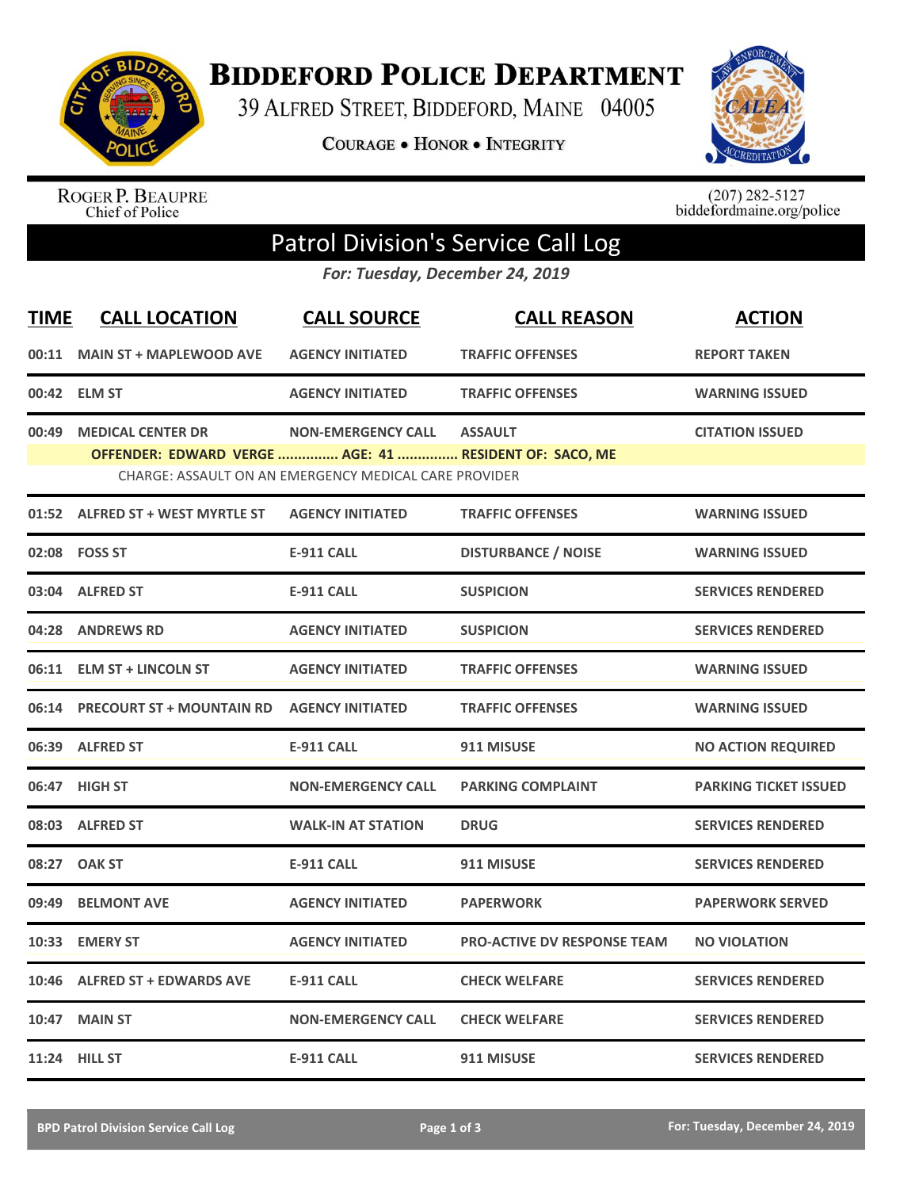# BIDDEFORD POLICE DEPARTMENT

39 ALFRED STREET, BIDDEFORD, MAINE 04005

COURAGE • HONOR • INTEGRITY

ROGER P. BEAUPRE
Chief of Police

(207) 282-5127
biddefordmaine.org/police

## Patrol Division's Service Call Log

*For: Tuesday, December 24, 2019*

| TIME | CALL LOCATION | CALL SOURCE | CALL REASON | ACTION |
|---|---|---|---|---|
| 00:11 | MAIN ST + MAPLEWOOD AVE | AGENCY INITIATED | TRAFFIC OFFENSES | REPORT TAKEN |
| 00:42 | ELM ST | AGENCY INITIATED | TRAFFIC OFFENSES | WARNING ISSUED |
| 00:49 | MEDICAL CENTER DR | NON-EMERGENCY CALL | ASSAULT | CITATION ISSUED |
| | OFFENDER: EDWARD VERGE ............... AGE: 41 ............... RESIDENT OF: SACO, ME<br>CHARGE: ASSAULT ON AN EMERGENCY MEDICAL CARE PROVIDER | | | |
| 01:52 | ALFRED ST + WEST MYRTLE ST | AGENCY INITIATED | TRAFFIC OFFENSES | WARNING ISSUED |
| 02:08 | FOSS ST | E-911 CALL | DISTURBANCE / NOISE | WARNING ISSUED |
| 03:04 | ALFRED ST | E-911 CALL | SUSPICION | SERVICES RENDERED |
| 04:28 | ANDREWS RD | AGENCY INITIATED | SUSPICION | SERVICES RENDERED |
| 06:11 | ELM ST + LINCOLN ST | AGENCY INITIATED | TRAFFIC OFFENSES | WARNING ISSUED |
| 06:14 | PRECOURT ST + MOUNTAIN RD | AGENCY INITIATED | TRAFFIC OFFENSES | WARNING ISSUED |
| 06:39 | ALFRED ST | E-911 CALL | 911 MISUSE | NO ACTION REQUIRED |
| 06:47 | HIGH ST | NON-EMERGENCY CALL | PARKING COMPLAINT | PARKING TICKET ISSUED |
| 08:03 | ALFRED ST | WALK-IN AT STATION | DRUG | SERVICES RENDERED |
| 08:27 | OAK ST | E-911 CALL | 911 MISUSE | SERVICES RENDERED |
| 09:49 | BELMONT AVE | AGENCY INITIATED | PAPERWORK | PAPERWORK SERVED |
| 10:33 | EMERY ST | AGENCY INITIATED | PRO-ACTIVE DV RESPONSE TEAM | NO VIOLATION |
| 10:46 | ALFRED ST + EDWARDS AVE | E-911 CALL | CHECK WELFARE | SERVICES RENDERED |
| 10:47 | MAIN ST | NON-EMERGENCY CALL | CHECK WELFARE | SERVICES RENDERED |
| 11:24 | HILL ST | E-911 CALL | 911 MISUSE | SERVICES RENDERED |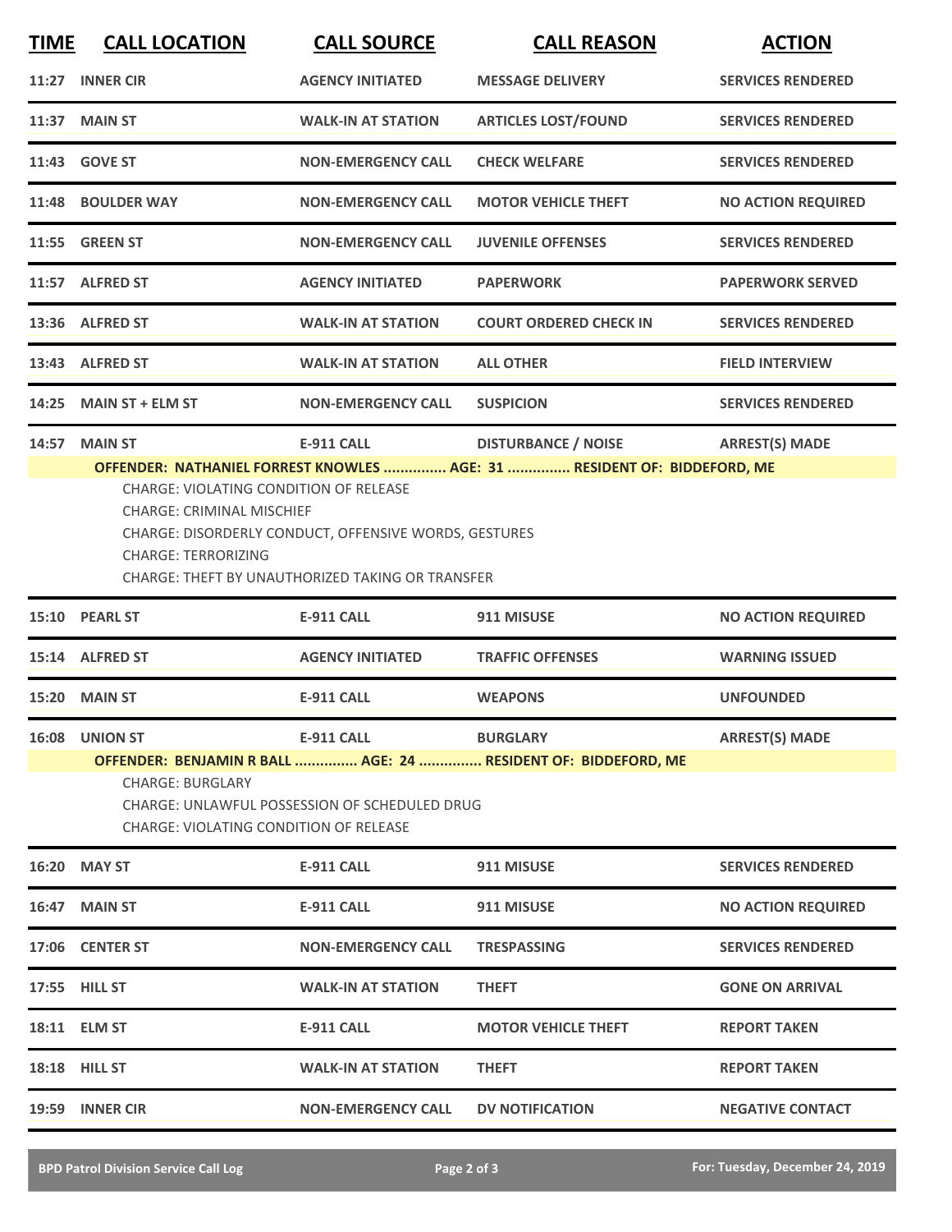| TIME | CALL LOCATION | CALL SOURCE | CALL REASON | ACTION |
|---|---|---|---|---|
| 11:27 | INNER CIR | AGENCY INITIATED | MESSAGE DELIVERY | SERVICES RENDERED |
| 11:37 | MAIN ST | WALK-IN AT STATION | ARTICLES LOST/FOUND | SERVICES RENDERED |
| 11:43 | GOVE ST | NON-EMERGENCY CALL | CHECK WELFARE | SERVICES RENDERED |
| 11:48 | BOULDER WAY | NON-EMERGENCY CALL | MOTOR VEHICLE THEFT | NO ACTION REQUIRED |
| 11:55 | GREEN ST | NON-EMERGENCY CALL | JUVENILE OFFENSES | SERVICES RENDERED |
| 11:57 | ALFRED ST | AGENCY INITIATED | PAPERWORK | PAPERWORK SERVED |
| 13:36 | ALFRED ST | WALK-IN AT STATION | COURT ORDERED CHECK IN | SERVICES RENDERED |
| 13:43 | ALFRED ST | WALK-IN AT STATION | ALL OTHER | FIELD INTERVIEW |
| 14:25 | MAIN ST + ELM ST | NON-EMERGENCY CALL | SUSPICION | SERVICES RENDERED |
| 14:57 | MAIN ST | E-911 CALL | DISTURBANCE / NOISE | ARREST(S) MADE |

**OFFENDER: NATHANIEL FORREST KNOWLES ............... AGE: 31 ............... RESIDENT OF: BIDDEFORD, ME**

CHARGE: VIOLATING CONDITION OF RELEASE
CHARGE: CRIMINAL MISCHIEF
CHARGE: DISORDERLY CONDUCT, OFFENSIVE WORDS, GESTURES
CHARGE: TERRORIZING
CHARGE: THEFT BY UNAUTHORIZED TAKING OR TRANSFER

| TIME | CALL LOCATION | CALL SOURCE | CALL REASON | ACTION |
|---|---|---|---|---|
| 15:10 | PEARL ST | E-911 CALL | 911 MISUSE | NO ACTION REQUIRED |
| 15:14 | ALFRED ST | AGENCY INITIATED | TRAFFIC OFFENSES | WARNING ISSUED |
| 15:20 | MAIN ST | E-911 CALL | WEAPONS | UNFOUNDED |
| 16:08 | UNION ST | E-911 CALL | BURGLARY | ARREST(S) MADE |

**OFFENDER: BENJAMIN R BALL ............... AGE: 24 ............... RESIDENT OF: BIDDEFORD, ME**

CHARGE: BURGLARY
CHARGE: UNLAWFUL POSSESSION OF SCHEDULED DRUG
CHARGE: VIOLATING CONDITION OF RELEASE

| TIME | CALL LOCATION | CALL SOURCE | CALL REASON | ACTION |
|---|---|---|---|---|
| 16:20 | MAY ST | E-911 CALL | 911 MISUSE | SERVICES RENDERED |
| 16:47 | MAIN ST | E-911 CALL | 911 MISUSE | NO ACTION REQUIRED |
| 17:06 | CENTER ST | NON-EMERGENCY CALL | TRESPASSING | SERVICES RENDERED |
| 17:55 | HILL ST | WALK-IN AT STATION | THEFT | GONE ON ARRIVAL |
| 18:11 | ELM ST | E-911 CALL | MOTOR VEHICLE THEFT | REPORT TAKEN |
| 18:18 | HILL ST | WALK-IN AT STATION | THEFT | REPORT TAKEN |
| 19:59 | INNER CIR | NON-EMERGENCY CALL | DV NOTIFICATION | NEGATIVE CONTACT |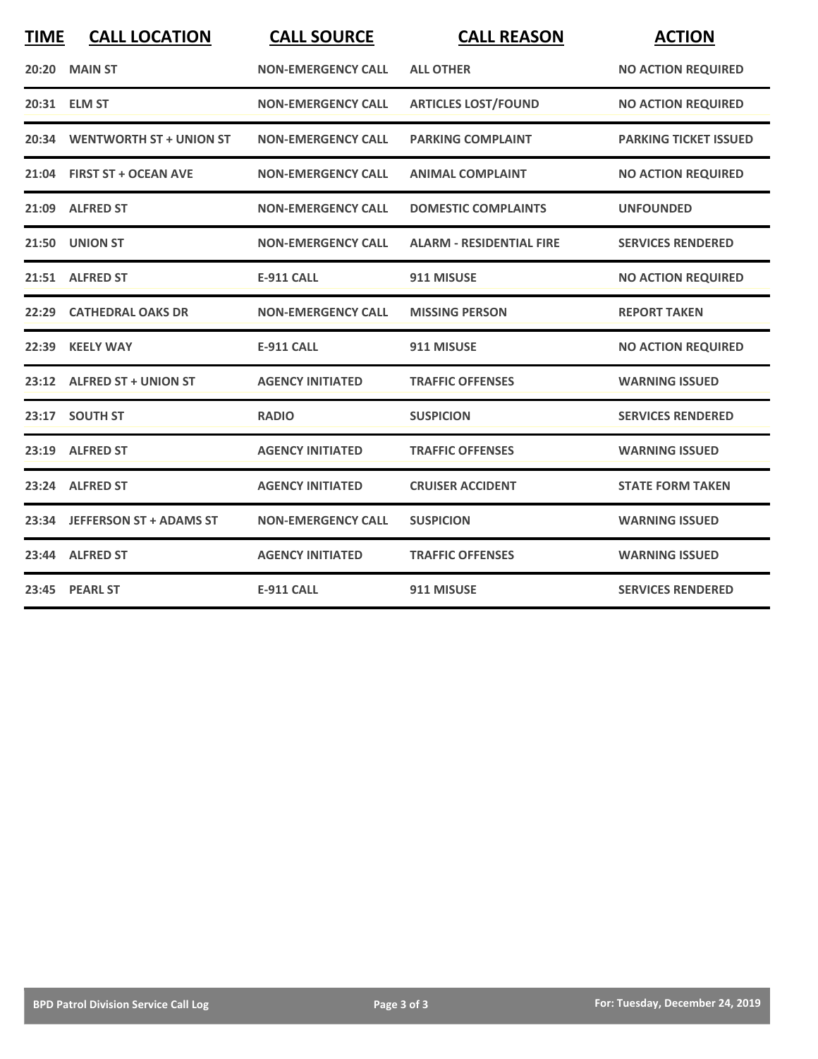| TIME | CALL LOCATION | CALL SOURCE | CALL REASON | ACTION |
|---|---|---|---|---|
| 20:20 | MAIN ST | NON-EMERGENCY CALL | ALL OTHER | NO ACTION REQUIRED |
| 20:31 | ELM ST | NON-EMERGENCY CALL | ARTICLES LOST/FOUND | NO ACTION REQUIRED |
| 20:34 | WENTWORTH ST + UNION ST | NON-EMERGENCY CALL | PARKING COMPLAINT | PARKING TICKET ISSUED |
| 21:04 | FIRST ST + OCEAN AVE | NON-EMERGENCY CALL | ANIMAL COMPLAINT | NO ACTION REQUIRED |
| 21:09 | ALFRED ST | NON-EMERGENCY CALL | DOMESTIC COMPLAINTS | UNFOUNDED |
| 21:50 | UNION ST | NON-EMERGENCY CALL | ALARM - RESIDENTIAL FIRE | SERVICES RENDERED |
| 21:51 | ALFRED ST | E-911 CALL | 911 MISUSE | NO ACTION REQUIRED |
| 22:29 | CATHEDRAL OAKS DR | NON-EMERGENCY CALL | MISSING PERSON | REPORT TAKEN |
| 22:39 | KEELY WAY | E-911 CALL | 911 MISUSE | NO ACTION REQUIRED |
| 23:12 | ALFRED ST + UNION ST | AGENCY INITIATED | TRAFFIC OFFENSES | WARNING ISSUED |
| 23:17 | SOUTH ST | RADIO | SUSPICION | SERVICES RENDERED |
| 23:19 | ALFRED ST | AGENCY INITIATED | TRAFFIC OFFENSES | WARNING ISSUED |
| 23:24 | ALFRED ST | AGENCY INITIATED | CRUISER ACCIDENT | STATE FORM TAKEN |
| 23:34 | JEFFERSON ST + ADAMS ST | NON-EMERGENCY CALL | SUSPICION | WARNING ISSUED |
| 23:44 | ALFRED ST | AGENCY INITIATED | TRAFFIC OFFENSES | WARNING ISSUED |
| 23:45 | PEARL ST | E-911 CALL | 911 MISUSE | SERVICES RENDERED |